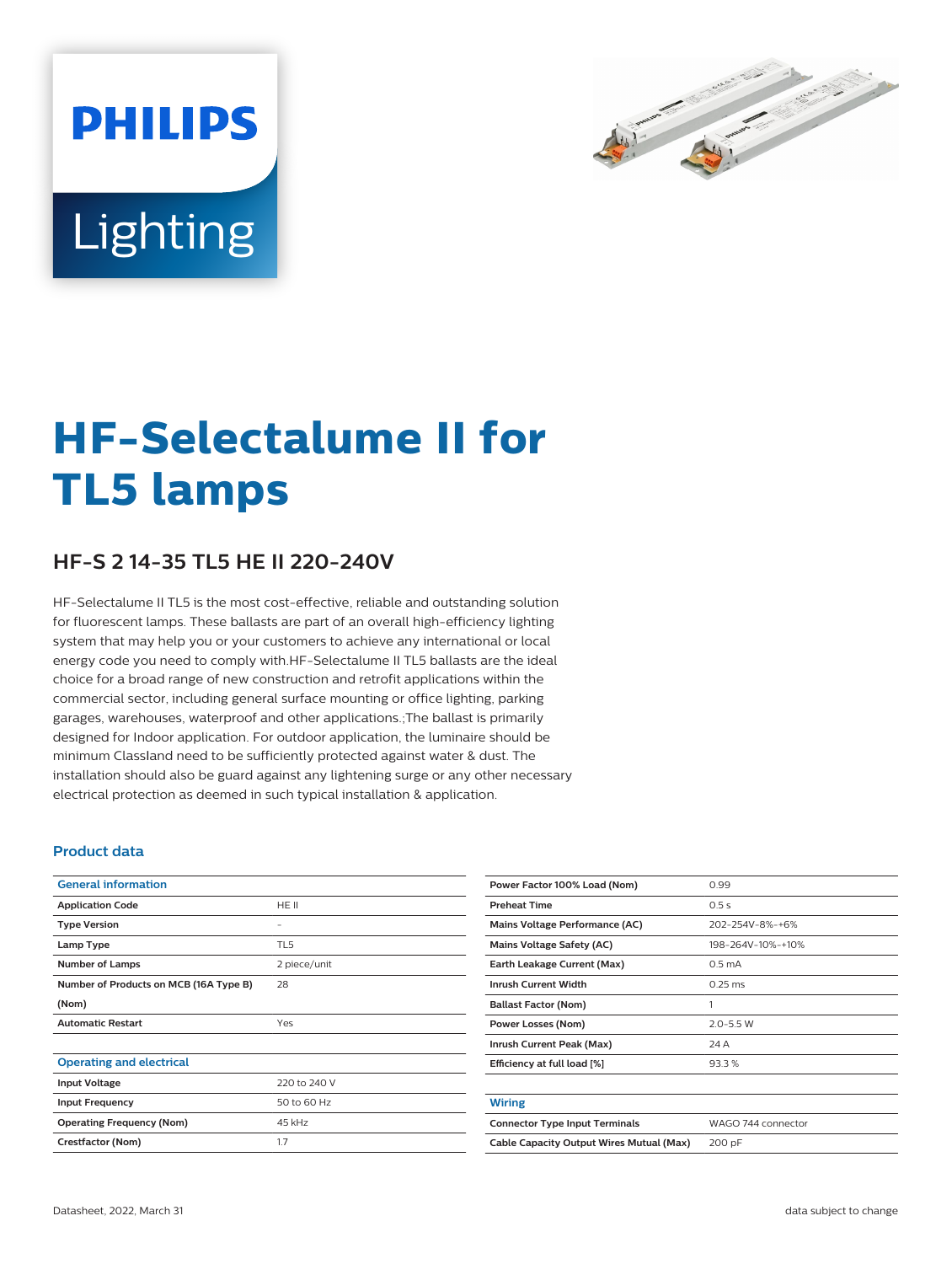PHILIPS

Lighting

# HF-Selectalume II for TL5 lamps

## HF-S 2 14-35 TL5 HE II 220-240V

HF-Selectalume II TL5 is the most cost-effective, reliable and outstanding solution for fluorescent lamps. These ballasts are part of an overall high-efficiency lighting system that may help you or your customers to achieve any international or local energy code you need to comply with.HF-Selectalume II TL5 ballasts are the ideal choice for a broad range of new construction and retrofit applications within the commercial sector, including general surface mounting or office lighting, parking garages, warehouses, waterproof and other applications.;The ballast is primarily designed for Indoor application. For outdoor application, the luminaire should be minimum ClassIand need to be sufficiently protected against water & dust. The installation should also be guard against any lightening surge or any other necessary electrical protection as deemed in such typical installation & application.

### Product data

| General information | |
|---|---|
| Application Code | HE II |
| Type Version | - |
| Lamp Type | TL5 |
| Number of Lamps | 2 piece/unit |
| Number of Products on MCB (16A Type B) (Nom) | 28 |
| Automatic Restart | Yes |

| Operating and electrical | |
|---|---|
| Input Voltage | 220 to 240 V |
| Input Frequency | 50 to 60 Hz |
| Operating Frequency (Nom) | 45 kHz |
| Crestfactor (Nom) | 1.7 |
| Power Factor 100% Load (Nom) | 0.99 |
| Preheat Time | 0.5 s |
| Mains Voltage Performance (AC) | 202-254V-8%-+6% |
| Mains Voltage Safety (AC) | 198-264V-10%-+10% |
| Earth Leakage Current (Max) | 0.5 mA |
| Inrush Current Width | 0.25 ms |
| Ballast Factor (Nom) | 1 |
| Power Losses (Nom) | 2.0-5.5 W |
| Inrush Current Peak (Max) | 24 A |
| Efficiency at full load [%] | 93.3 % |

| Wiring | |
|---|---|
| Connector Type Input Terminals | WAGO 744 connector |
| Cable Capacity Output Wires Mutual (Max) | 200 pF |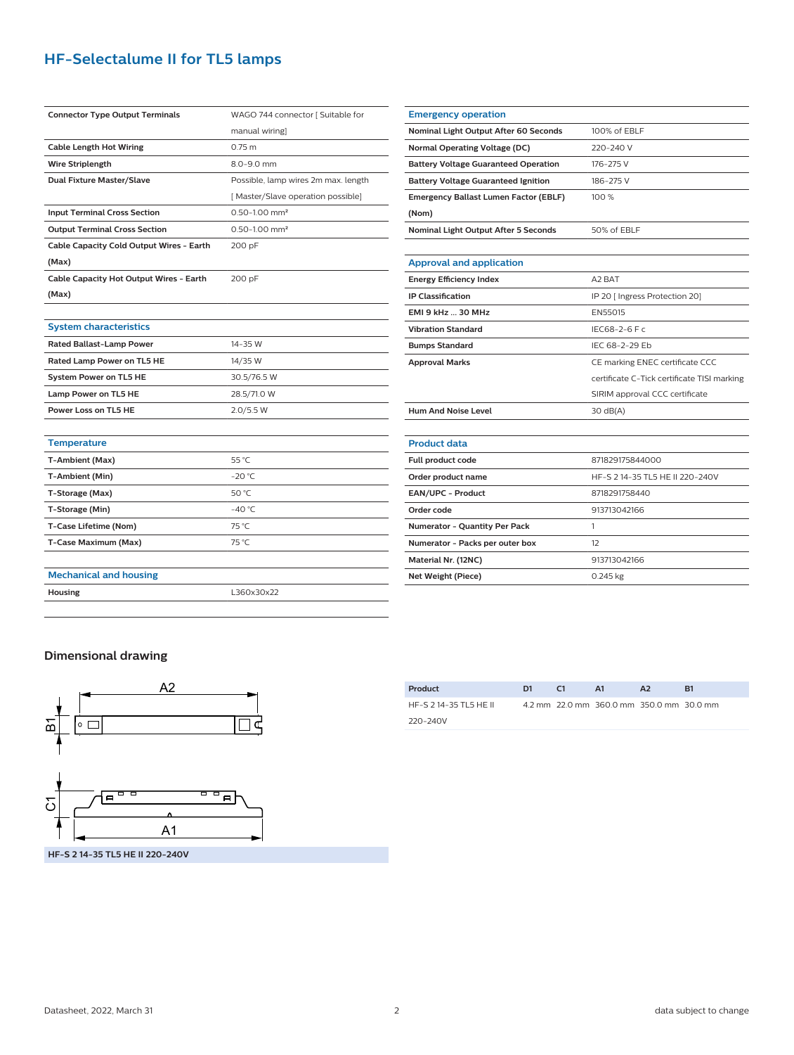# HF-Selectalume II for TL5 lamps

| | |
|---|---|
| **Connector Type Output Terminals** | WAGO 744 connector [ Suitable for manual wiring] |
| **Cable Length Hot Wiring** | 0.75 m |
| **Wire Striplength** | 8.0-9.0 mm |
| **Dual Fixture Master/Slave** | Possible, lamp wires 2m max. length [ Master/Slave operation possible] |
| **Input Terminal Cross Section** | 0.50-1.00 mm² |
| **Output Terminal Cross Section** | 0.50-1.00 mm² |
| **Cable Capacity Cold Output Wires - Earth (Max)** | 200 pF |
| **Cable Capacity Hot Output Wires - Earth (Max)** | 200 pF |

## System characteristics

| | |
|---|---|
| **Rated Ballast-Lamp Power** | 14-35 W |
| **Rated Lamp Power on TL5 HE** | 14/35 W |
| **System Power on TL5 HE** | 30.5/76.5 W |
| **Lamp Power on TL5 HE** | 28.5/71.0 W |
| **Power Loss on TL5 HE** | 2.0/5.5 W |

## Temperature

| | |
|---|---|
| **T-Ambient (Max)** | 55 °C |
| **T-Ambient (Min)** | -20 °C |
| **T-Storage (Max)** | 50 °C |
| **T-Storage (Min)** | -40 °C |
| **T-Case Lifetime (Nom)** | 75 °C |
| **T-Case Maximum (Max)** | 75 °C |

## Mechanical and housing

| | |
|---|---|
| **Housing** | L360x30x22 |

## Emergency operation

| | |
|---|---|
| **Nominal Light Output After 60 Seconds** | 100% of EBLF |
| **Normal Operating Voltage (DC)** | 220-240 V |
| **Battery Voltage Guaranteed Operation** | 176-275 V |
| **Battery Voltage Guaranteed Ignition** | 186-275 V |
| **Emergency Ballast Lumen Factor (EBLF) (Nom)** | 100 % |
| **Nominal Light Output After 5 Seconds** | 50% of EBLF |

## Approval and application

| | |
|---|---|
| **Energy Efficiency Index** | A2 BAT |
| **IP Classification** | IP 20 [ Ingress Protection 20] |
| **EMI 9 kHz ... 30 MHz** | EN55015 |
| **Vibration Standard** | IEC68-2-6 F c |
| **Bumps Standard** | IEC 68-2-29 Eb |
| **Approval Marks** | CE marking ENEC certificate CCC certificate C-Tick certificate TISI marking SIRIM approval CCC certificate |
| **Hum And Noise Level** | 30 dB(A) |

## Product data

| | |
|---|---|
| **Full product code** | 871829175844000 |
| **Order product name** | HF-S 2 14-35 TL5 HE II 220-240V |
| **EAN/UPC - Product** | 8718291758440 |
| **Order code** | 913713042166 |
| **Numerator - Quantity Per Pack** | 1 |
| **Numerator - Packs per outer box** | 12 |
| **Material Nr. (12NC)** | 913713042166 |
| **Net Weight (Piece)** | 0.245 kg |

## Dimensional drawing

HF-S 2 14-35 TL5 HE II 220-240V

| Product | D1 | C1 | A1 | A2 | B1 |
|---|---|---|---|---|---|
| HF-S 2 14-35 TL5 HE II 220-240V | 4.2 mm | 22.0 mm | 360.0 mm | 350.0 mm | 30.0 mm |

Datasheet, 2022, March 31

data subject to change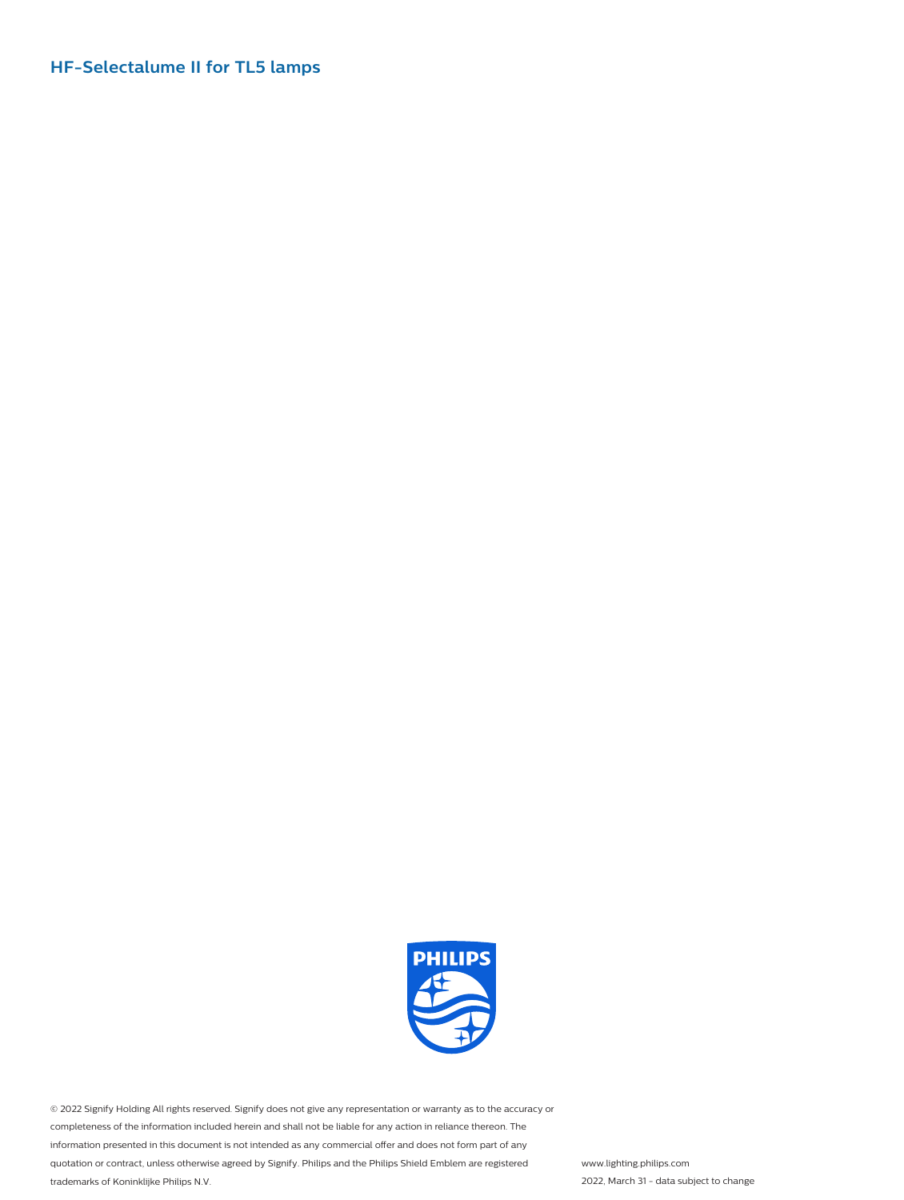© 2022 Signify Holding All rights reserved. Signify does not give any representation or warranty as to the accuracy or completeness of the information included herein and shall not be liable for any action in reliance thereon. The information presented in this document is not intended as any commercial offer and does not form part of any quotation or contract, unless otherwise agreed by Signify. Philips and the Philips Shield Emblem are registered trademarks of Koninklijke Philips N.V.

www.lighting.philips.com

2022, March 31 - data subject to change